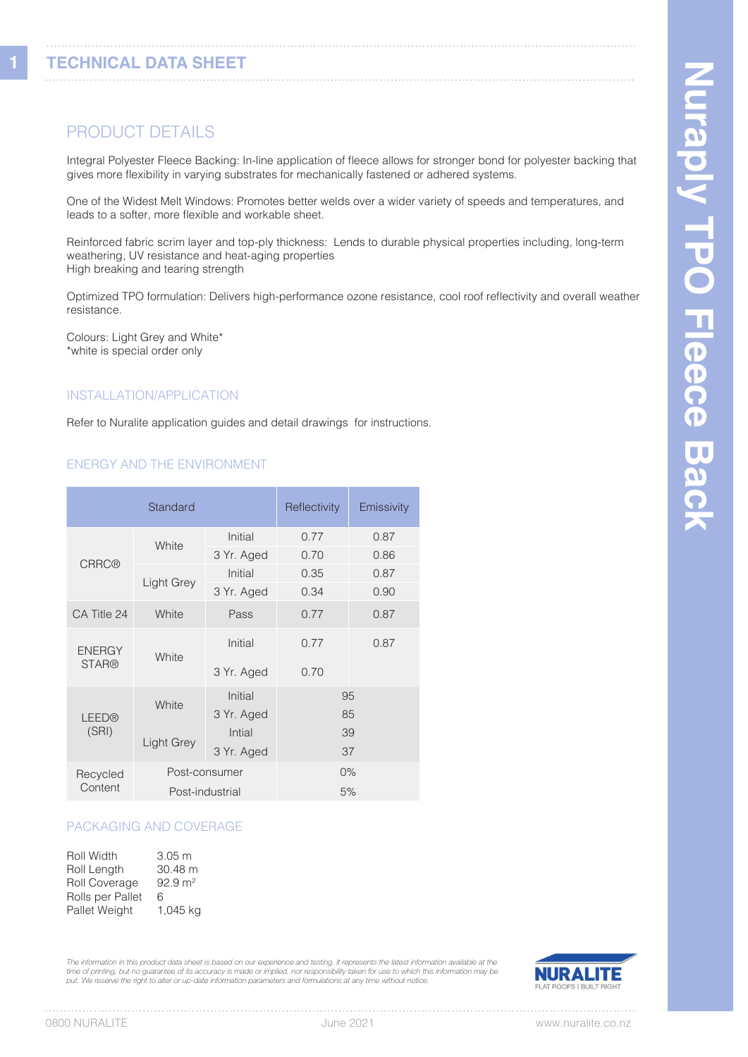# Nuraply TPO Fleece Back

## TECHNICAL DATA SHEET

### PRODUCT DETAILS

Integral Polyester Fleece Backing: In-line application of fleece allows for stronger bond for polyester backing that gives more flexibility in varying substrates for mechanically fastened or adhered systems.

One of the Widest Melt Windows: Promotes better welds over a wider variety of speeds and temperatures, and leads to a softer, more flexible and workable sheet.

Reinforced fabric scrim layer and top-ply thickness: Lends to durable physical properties including, long-term weathering, UV resistance and heat-aging properties
High breaking and tearing strength

Optimized TPO formulation: Delivers high-performance ozone resistance, cool roof reflectivity and overall weather resistance.

Colours: Light Grey and White*
*white is special order only

### INSTALLATION/APPLICATION

Refer to Nuralite application guides and detail drawings for instructions.

### ENERGY AND THE ENVIRONMENT

| Standard | | | Reflectivity | Emissivity |
|---|---|---|---|---|
| CRRC® | White | Initial | 0.77 | 0.87 |
| | | 3 Yr. Aged | 0.70 | 0.86 |
| | Light Grey | Initial | 0.35 | 0.87 |
| | | 3 Yr. Aged | 0.34 | 0.90 |
| CA Title 24 | White | Pass | 0.77 | 0.87 |
| ENERGY STAR® | White | Initial | 0.77 | 0.87 |
| | | 3 Yr. Aged | 0.70 | |
| LEED® (SRI) | White | Initial | 95 | |
| | | 3 Yr. Aged | 85 | |
| | Light Grey | Intial | 39 | |
| | | 3 Yr. Aged | 37 | |
| Recycled Content | Post-consumer | | 0% | |
| | Post-industrial | | 5% | |

### PACKAGING AND COVERAGE

| | |
|---|---|
| Roll Width | 3.05 m |
| Roll Length | 30.48 m |
| Roll Coverage | 92.9 $m^2$ |
| Rolls per Pallet | 6 |
| Pallet Weight | 1,045 kg |

*The information in this product data sheet is based on our experience and testing. It represents the latest information available at the time of printing, but no guarantee of its accuracy is made or implied, nor responsibility taken for use to which this information may be put. We reserve the right to alter or up-date information parameters and formulations at any time without notice.*

NURALITE
FLAT ROOFS | BUILT RIGHT

0800 NURALITE    June 2021    www.nuralite.co.nz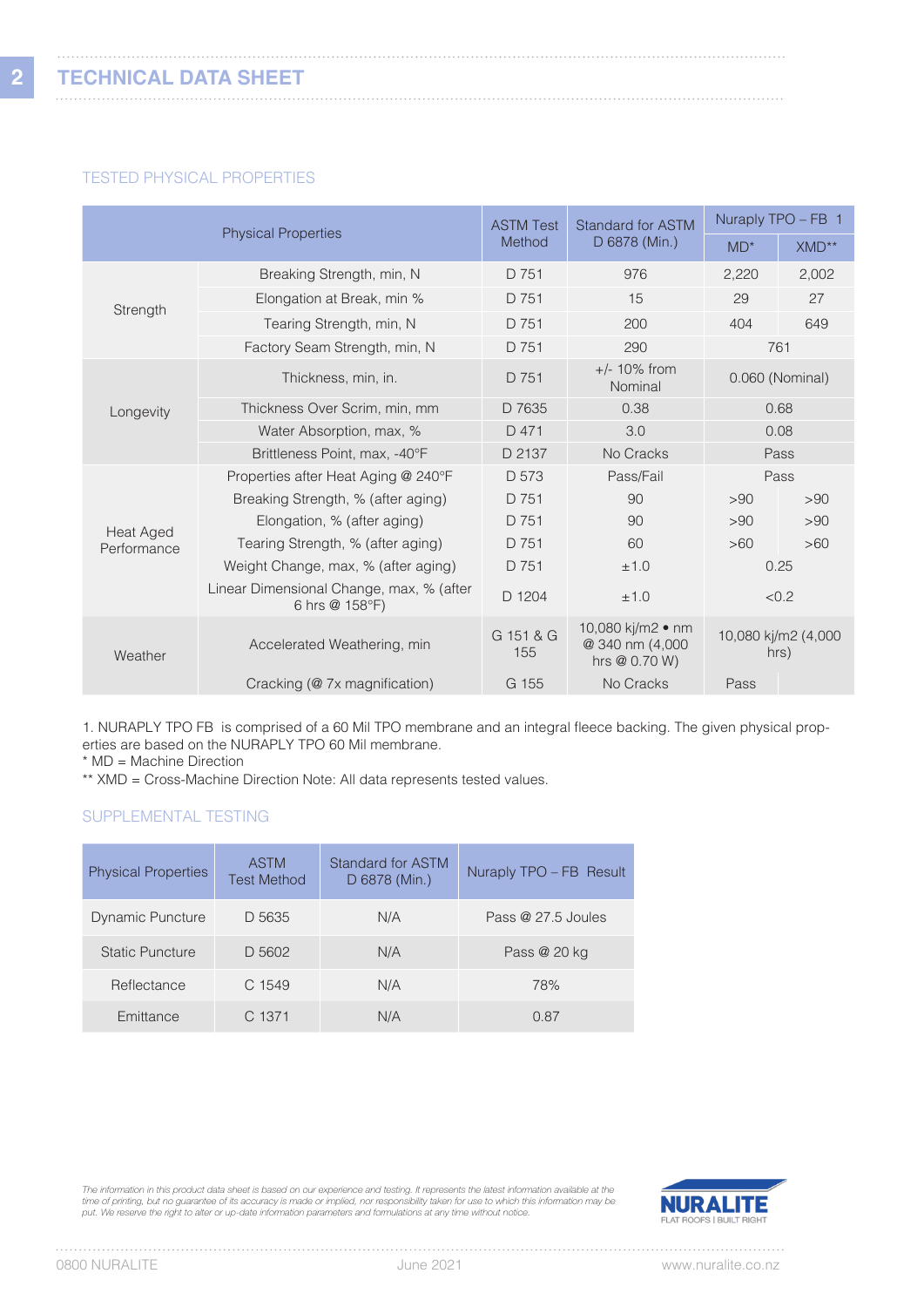## TECHNICAL DATA SHEET

### TESTED PHYSICAL PROPERTIES

| Physical Properties | | ASTM Test Method | Standard for ASTM D 6878 (Min.) | Nuraply TPO – FB 1 | |
|---|---|---|---|---|---|
| | | | | MD* | XMD** |
| Strength | Breaking Strength, min, N | D 751 | 976 | 2,220 | 2,002 |
| | Elongation at Break, min % | D 751 | 15 | 29 | 27 |
| | Tearing Strength, min, N | D 751 | 200 | 404 | 649 |
| | Factory Seam Strength, min, N | D 751 | 290 | 761 | |
| Longevity | Thickness, min, in. | D 751 | +/- 10% from Nominal | 0.060 (Nominal) | |
| | Thickness Over Scrim, min, mm | D 7635 | 0.38 | 0.68 | |
| | Water Absorption, max, % | D 471 | 3.0 | 0.08 | |
| | Brittleness Point, max, -40°F | D 2137 | No Cracks | Pass | |
| Heat Aged Performance | Properties after Heat Aging @ 240°F | D 573 | Pass/Fail | Pass | |
| | Breaking Strength, % (after aging) | D 751 | 90 | >90 | >90 |
| | Elongation, % (after aging) | D 751 | 90 | >90 | >90 |
| | Tearing Strength, % (after aging) | D 751 | 60 | >60 | >60 |
| | Weight Change, max, % (after aging) | D 751 | ±1.0 | 0.25 | |
| | Linear Dimensional Change, max, % (after 6 hrs @ 158°F) | D 1204 | ±1.0 | <0.2 | |
| Weather | Accelerated Weathering, min | G 151 & G 155 | 10,080 kj/m2 • nm @ 340 nm (4,000 hrs @ 0.70 W) | 10,080 kj/m2 (4,000 hrs) | |
| | Cracking (@ 7x magnification) | G 155 | No Cracks | Pass | |

1. NURAPLY TPO FB is comprised of a 60 Mil TPO membrane and an integral fleece backing. The given physical properties are based on the NURAPLY TPO 60 Mil membrane.
* MD = Machine Direction
** XMD = Cross-Machine Direction Note: All data represents tested values.

### SUPPLEMENTAL TESTING

| Physical Properties | ASTM Test Method | Standard for ASTM D 6878 (Min.) | Nuraply TPO – FB Result |
|---|---|---|---|
| Dynamic Puncture | D 5635 | N/A | Pass @ 27.5 Joules |
| Static Puncture | D 5602 | N/A | Pass @ 20 kg |
| Reflectance | C 1549 | N/A | 78% |
| Emittance | C 1371 | N/A | 0.87 |

*The information in this product data sheet is based on our experience and testing. It represents the latest information available at the time of printing, but no guarantee of its accuracy is made or implied, nor responsibility taken for use to which this information may be put. We reserve the right to alter or up-date information parameters and formulations at any time without notice.*

NURALITE FLAT ROOFS | BUILT RIGHT

0800 NURALITE June 2021 www.nuralite.co.nz